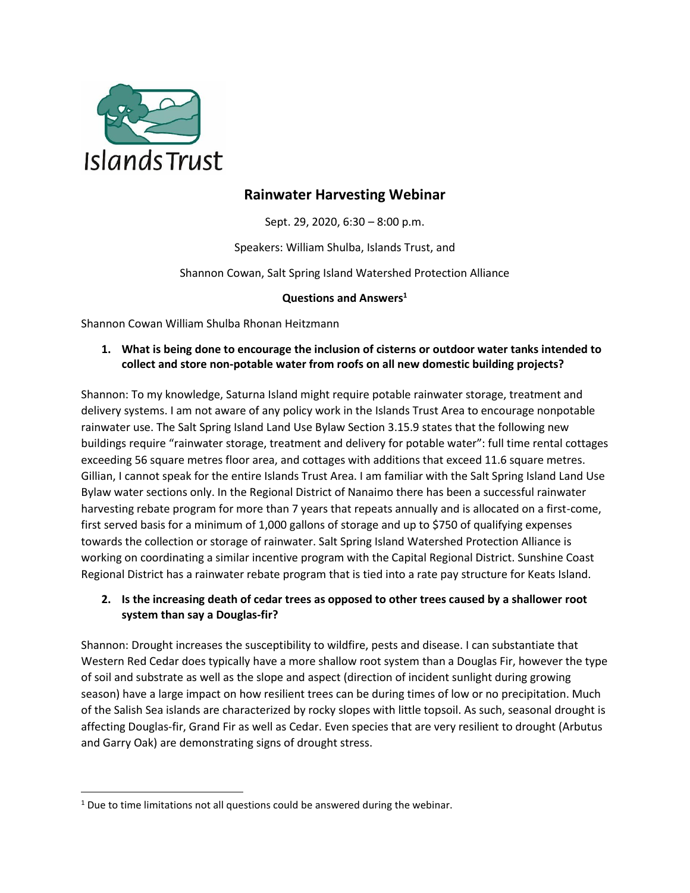Islands Trust

# Rainwater Harvesting Webinar

Sept. 29, 2020, 6:30 – 8:00 p.m.

Speakers: William Shulba, Islands Trust, and

Shannon Cowan, Salt Spring Island Watershed Protection Alliance

**Questions and Answers**[1]

Shannon Cowan William Shulba Rhonan Heitzmann

1. **What is being done to encourage the inclusion of cisterns or outdoor water tanks intended to collect and store non-potable water from roofs on all new domestic building projects?**

Shannon: To my knowledge, Saturna Island might require potable rainwater storage, treatment and delivery systems. I am not aware of any policy work in the Islands Trust Area to encourage nonpotable rainwater use. The Salt Spring Island Land Use Bylaw Section 3.15.9 states that the following new buildings require "rainwater storage, treatment and delivery for potable water": full time rental cottages exceeding 56 square metres floor area, and cottages with additions that exceed 11.6 square metres. Gillian, I cannot speak for the entire Islands Trust Area. I am familiar with the Salt Spring Island Land Use Bylaw water sections only. In the Regional District of Nanaimo there has been a successful rainwater harvesting rebate program for more than 7 years that repeats annually and is allocated on a first-come, first served basis for a minimum of 1,000 gallons of storage and up to $750 of qualifying expenses towards the collection or storage of rainwater. Salt Spring Island Watershed Protection Alliance is working on coordinating a similar incentive program with the Capital Regional District. Sunshine Coast Regional District has a rainwater rebate program that is tied into a rate pay structure for Keats Island.

2. **Is the increasing death of cedar trees as opposed to other trees caused by a shallower root system than say a Douglas-fir?**

Shannon: Drought increases the susceptibility to wildfire, pests and disease. I can substantiate that Western Red Cedar does typically have a more shallow root system than a Douglas Fir, however the type of soil and substrate as well as the slope and aspect (direction of incident sunlight during growing season) have a large impact on how resilient trees can be during times of low or no precipitation. Much of the Salish Sea islands are characterized by rocky slopes with little topsoil. As such, seasonal drought is affecting Douglas-fir, Grand Fir as well as Cedar. Even species that are very resilient to drought (Arbutus and Garry Oak) are demonstrating signs of drought stress.

[1] Due to time limitations not all questions could be answered during the webinar.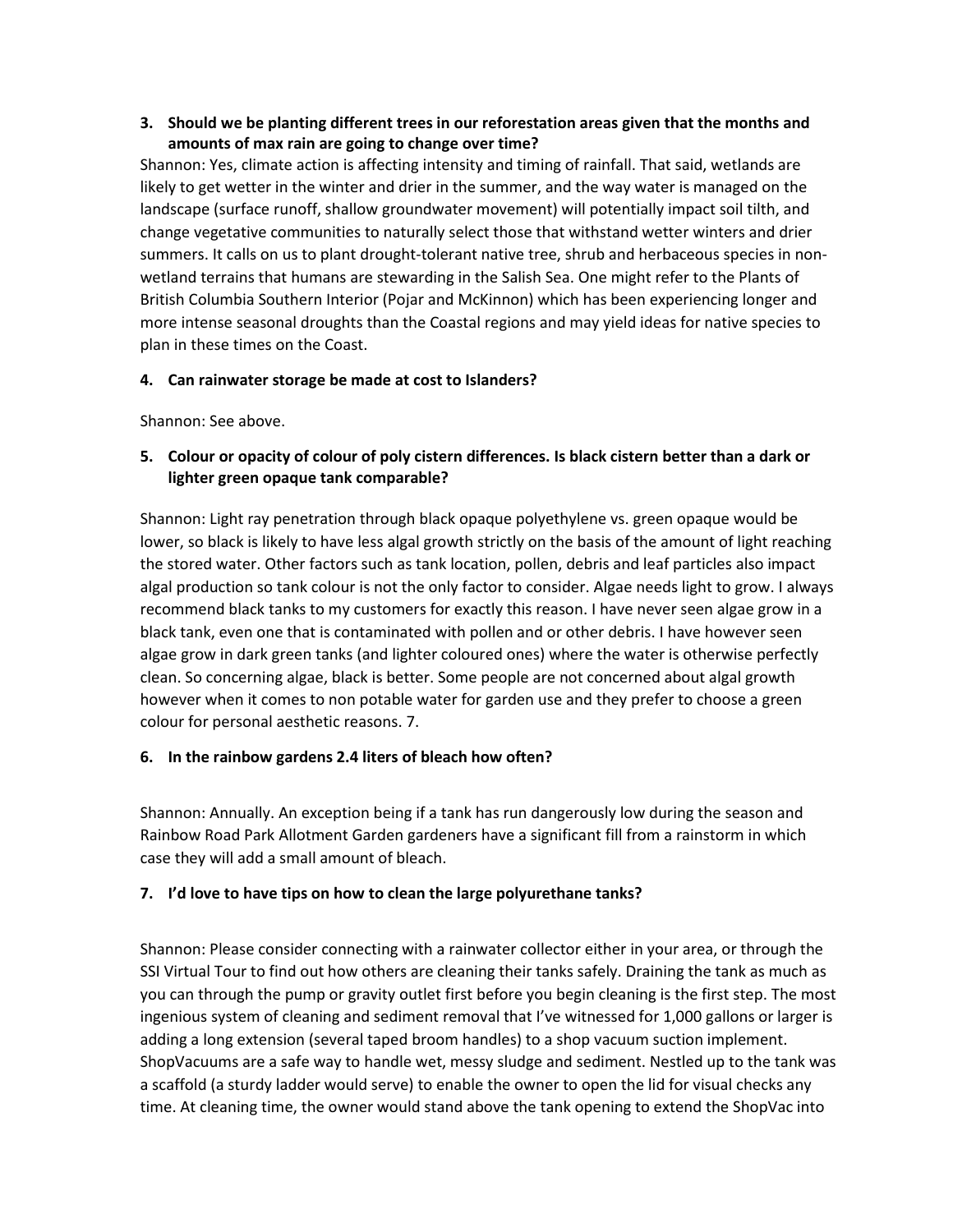3. **Should we be planting different trees in our reforestation areas given that the months and amounts of max rain are going to change over time?**

Shannon: Yes, climate action is affecting intensity and timing of rainfall. That said, wetlands are likely to get wetter in the winter and drier in the summer, and the way water is managed on the landscape (surface runoff, shallow groundwater movement) will potentially impact soil tilth, and change vegetative communities to naturally select those that withstand wetter winters and drier summers. It calls on us to plant drought-tolerant native tree, shrub and herbaceous species in non-wetland terrains that humans are stewarding in the Salish Sea. One might refer to the Plants of British Columbia Southern Interior (Pojar and McKinnon) which has been experiencing longer and more intense seasonal droughts than the Coastal regions and may yield ideas for native species to plan in these times on the Coast.

4. **Can rainwater storage be made at cost to Islanders?**

Shannon: See above.

5. **Colour or opacity of colour of poly cistern differences. Is black cistern better than a dark or lighter green opaque tank comparable?**

Shannon: Light ray penetration through black opaque polyethylene vs. green opaque would be lower, so black is likely to have less algal growth strictly on the basis of the amount of light reaching the stored water. Other factors such as tank location, pollen, debris and leaf particles also impact algal production so tank colour is not the only factor to consider. Algae needs light to grow. I always recommend black tanks to my customers for exactly this reason. I have never seen algae grow in a black tank, even one that is contaminated with pollen and or other debris. I have however seen algae grow in dark green tanks (and lighter coloured ones) where the water is otherwise perfectly clean. So concerning algae, black is better. Some people are not concerned about algal growth however when it comes to non potable water for garden use and they prefer to choose a green colour for personal aesthetic reasons. 7.

6. **In the rainbow gardens 2.4 liters of bleach how often?**

Shannon: Annually. An exception being if a tank has run dangerously low during the season and Rainbow Road Park Allotment Garden gardeners have a significant fill from a rainstorm in which case they will add a small amount of bleach.

7. **I'd love to have tips on how to clean the large polyurethane tanks?**

Shannon: Please consider connecting with a rainwater collector either in your area, or through the SSI Virtual Tour to find out how others are cleaning their tanks safely. Draining the tank as much as you can through the pump or gravity outlet first before you begin cleaning is the first step. The most ingenious system of cleaning and sediment removal that I've witnessed for 1,000 gallons or larger is adding a long extension (several taped broom handles) to a shop vacuum suction implement. ShopVacuums are a safe way to handle wet, messy sludge and sediment. Nestled up to the tank was a scaffold (a sturdy ladder would serve) to enable the owner to open the lid for visual checks any time. At cleaning time, the owner would stand above the tank opening to extend the ShopVac into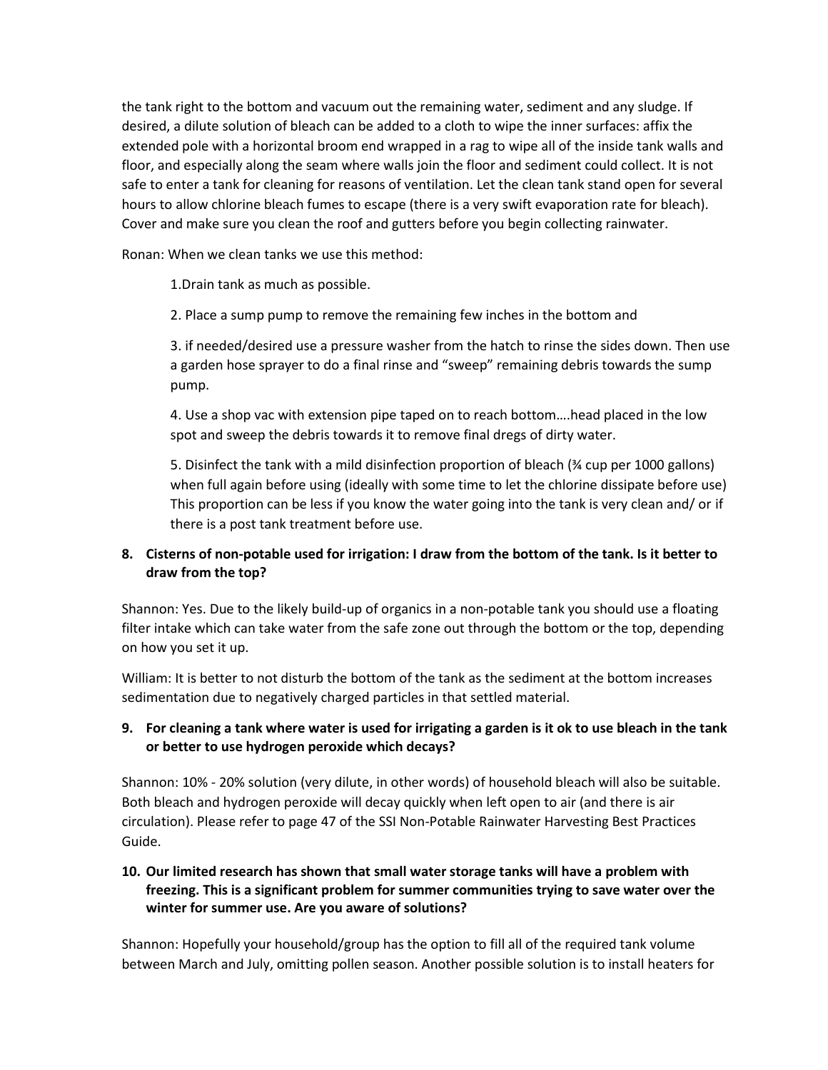the tank right to the bottom and vacuum out the remaining water, sediment and any sludge. If desired, a dilute solution of bleach can be added to a cloth to wipe the inner surfaces: affix the extended pole with a horizontal broom end wrapped in a rag to wipe all of the inside tank walls and floor, and especially along the seam where walls join the floor and sediment could collect. It is not safe to enter a tank for cleaning for reasons of ventilation. Let the clean tank stand open for several hours to allow chlorine bleach fumes to escape (there is a very swift evaporation rate for bleach). Cover and make sure you clean the roof and gutters before you begin collecting rainwater.

Ronan: When we clean tanks we use this method:

> 1.Drain tank as much as possible.
>
> 2. Place a sump pump to remove the remaining few inches in the bottom and
>
> 3. if needed/desired use a pressure washer from the hatch to rinse the sides down. Then use a garden hose sprayer to do a final rinse and "sweep" remaining debris towards the sump pump.
>
> 4. Use a shop vac with extension pipe taped on to reach bottom….head placed in the low spot and sweep the debris towards it to remove final dregs of dirty water.
>
> 5. Disinfect the tank with a mild disinfection proportion of bleach (¾ cup per 1000 gallons) when full again before using (ideally with some time to let the chlorine dissipate before use) This proportion can be less if you know the water going into the tank is very clean and/ or if there is a post tank treatment before use.

**8. Cisterns of non-potable used for irrigation: I draw from the bottom of the tank. Is it better to draw from the top?**

Shannon: Yes. Due to the likely build-up of organics in a non-potable tank you should use a floating filter intake which can take water from the safe zone out through the bottom or the top, depending on how you set it up.

William: It is better to not disturb the bottom of the tank as the sediment at the bottom increases sedimentation due to negatively charged particles in that settled material.

**9. For cleaning a tank where water is used for irrigating a garden is it ok to use bleach in the tank or better to use hydrogen peroxide which decays?**

Shannon: 10% - 20% solution (very dilute, in other words) of household bleach will also be suitable. Both bleach and hydrogen peroxide will decay quickly when left open to air (and there is air circulation). Please refer to page 47 of the SSI Non-Potable Rainwater Harvesting Best Practices Guide.

**10. Our limited research has shown that small water storage tanks will have a problem with freezing. This is a significant problem for summer communities trying to save water over the winter for summer use. Are you aware of solutions?**

Shannon: Hopefully your household/group has the option to fill all of the required tank volume between March and July, omitting pollen season. Another possible solution is to install heaters for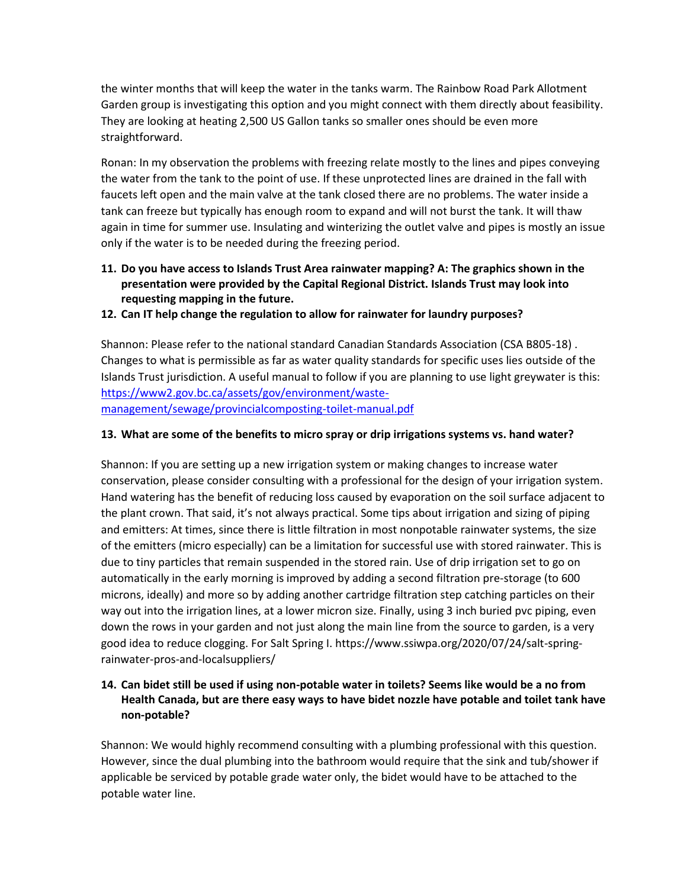the winter months that will keep the water in the tanks warm. The Rainbow Road Park Allotment Garden group is investigating this option and you might connect with them directly about feasibility. They are looking at heating 2,500 US Gallon tanks so smaller ones should be even more straightforward.

Ronan: In my observation the problems with freezing relate mostly to the lines and pipes conveying the water from the tank to the point of use. If these unprotected lines are drained in the fall with faucets left open and the main valve at the tank closed there are no problems. The water inside a tank can freeze but typically has enough room to expand and will not burst the tank. It will thaw again in time for summer use. Insulating and winterizing the outlet valve and pipes is mostly an issue only if the water is to be needed during the freezing period.

11. **Do you have access to Islands Trust Area rainwater mapping? A: The graphics shown in the presentation were provided by the Capital Regional District. Islands Trust may look into requesting mapping in the future.**
12. **Can IT help change the regulation to allow for rainwater for laundry purposes?**

Shannon: Please refer to the national standard Canadian Standards Association (CSA B805-18) . Changes to what is permissible as far as water quality standards for specific uses lies outside of the Islands Trust jurisdiction. A useful manual to follow if you are planning to use light greywater is this: [https://www2.gov.bc.ca/assets/gov/environment/waste-management/sewage/provincialcomposting-toilet-manual.pdf](https://www2.gov.bc.ca/assets/gov/environment/waste-management/sewage/provincialcomposting-toilet-manual.pdf)

13. **What are some of the benefits to micro spray or drip irrigations systems vs. hand water?**

Shannon: If you are setting up a new irrigation system or making changes to increase water conservation, please consider consulting with a professional for the design of your irrigation system. Hand watering has the benefit of reducing loss caused by evaporation on the soil surface adjacent to the plant crown. That said, it's not always practical. Some tips about irrigation and sizing of piping and emitters: At times, since there is little filtration in most nonpotable rainwater systems, the size of the emitters (micro especially) can be a limitation for successful use with stored rainwater. This is due to tiny particles that remain suspended in the stored rain. Use of drip irrigation set to go on automatically in the early morning is improved by adding a second filtration pre-storage (to 600 microns, ideally) and more so by adding another cartridge filtration step catching particles on their way out into the irrigation lines, at a lower micron size. Finally, using 3 inch buried pvc piping, even down the rows in your garden and not just along the main line from the source to garden, is a very good idea to reduce clogging. For Salt Spring I. https://www.ssiwpa.org/2020/07/24/salt-spring-rainwater-pros-and-localsuppliers/

14. **Can bidet still be used if using non-potable water in toilets? Seems like would be a no from Health Canada, but are there easy ways to have bidet nozzle have potable and toilet tank have non-potable?**

Shannon: We would highly recommend consulting with a plumbing professional with this question. However, since the dual plumbing into the bathroom would require that the sink and tub/shower if applicable be serviced by potable grade water only, the bidet would have to be attached to the potable water line.